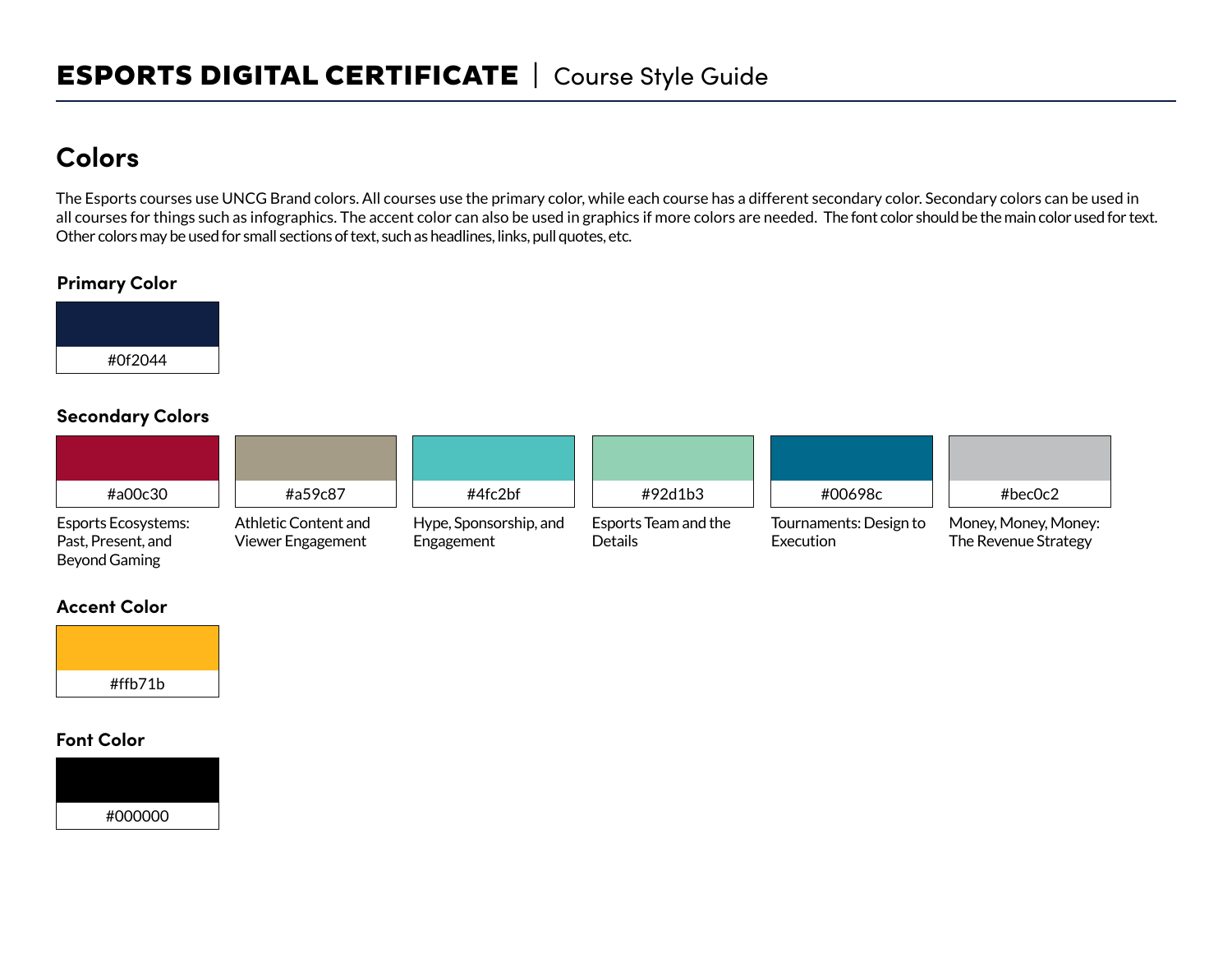# ESPORTS DIGITAL CERTIFICATE | Course Style Guide

## Colors

The Esports courses use UNCG Brand colors. All courses use the primary color, while each course has a different secondary color. Secondary colors can be used in all courses for things such as infographics. The accent color can also be used in graphics if more colors are needed. The font color should be the main color used for text. Other colors may be used for small sections of text, such as headlines, links, pull quotes, etc.

### Primary Color

#0f2044

### Secondary Colors

| Color | Course |
| --- | --- |
| #a00c30 | Esports Ecosystems: Past, Present, and Beyond Gaming |
| #a59c87 | Athletic Content and Viewer Engagement |
| #4fc2bf | Hype, Sponsorship, and Engagement |
| #92d1b3 | Esports Team and the Details |
| #00698c | Tournaments: Design to Execution |
| #bec0c2 | Money, Money, Money: The Revenue Strategy |

### Accent Color

#ffb71b

### Font Color

#000000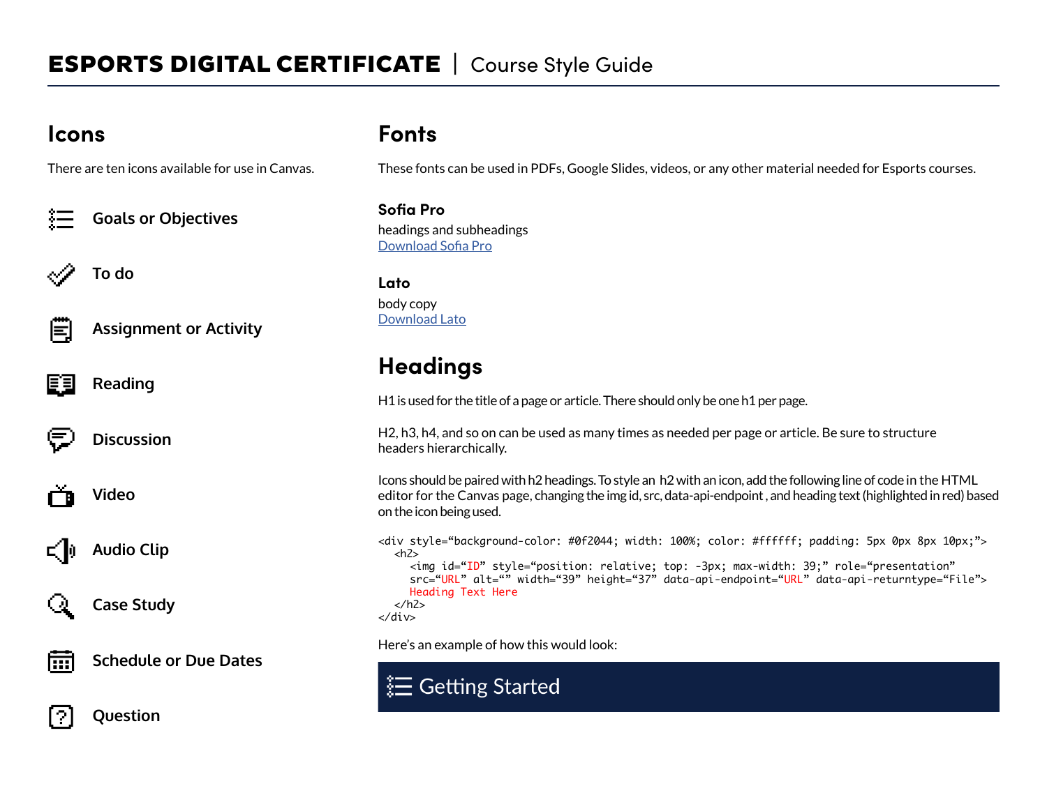# ESPORTS DIGITAL CERTIFICATE | Course Style Guide

## Icons

There are ten icons available for use in Canvas.

- Goals or Objectives
- To do
- Assignment or Activity
- Reading
- Discussion
- Video
- Audio Clip
- Case Study
- Schedule or Due Dates
- Question

## Fonts

These fonts can be used in PDFs, Google Slides, videos, or any other material needed for Esports courses.

**Sofia Pro**
headings and subheadings
[Download Sofia Pro]

**Lato**
body copy
[Download Lato]

## Headings

H1 is used for the title of a page or article. There should only be one h1 per page.

H2, h3, h4, and so on can be used as many times as needed per page or article. Be sure to structure headers hierarchically.

Icons should be paired with h2 headings. To style an h2 with an icon, add the following line of code in the HTML editor for the Canvas page, changing the img id, src, data-api-endpoint , and heading text (highlighted in red) based on the icon being used.

```
<div style="background-color: #0f2044; width: 100%; color: #ffffff; padding: 5px 0px 8px 10px;">
  <h2>
    <img id="ID" style="position: relative; top: -3px; max-width: 39;" role="presentation"
    src="URL" alt="" width="39" height="37" data-api-endpoint="URL" data-api-returntype="File">
    Heading Text Here
  </h2>
</div>
```

Here's an example of how this would look:

Getting Started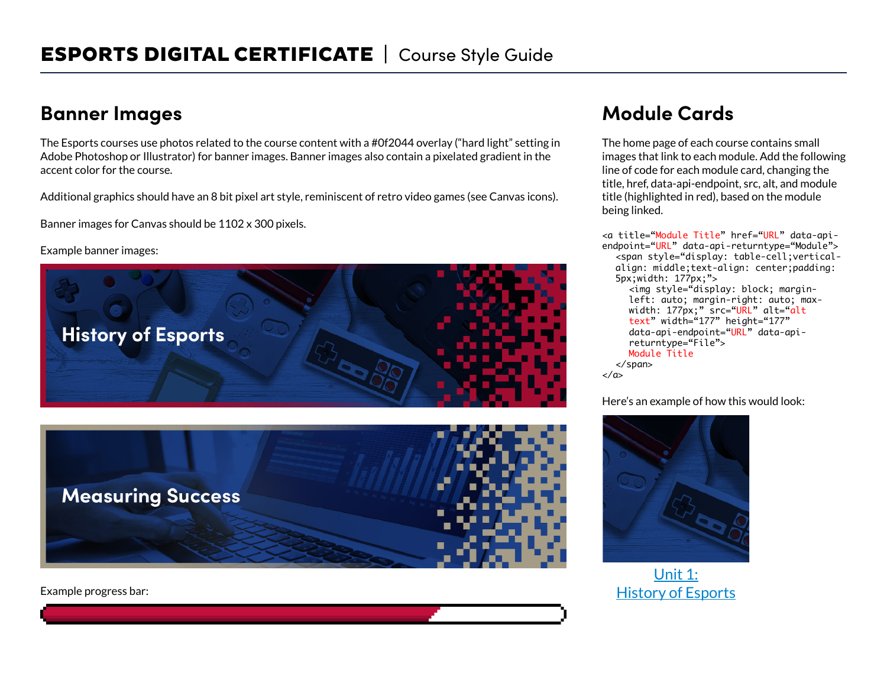# ESPORTS DIGITAL CERTIFICATE | Course Style Guide

## Banner Images

The Esports courses use photos related to the course content with a #0f2044 overlay ("hard light" setting in Adobe Photoshop or Illustrator) for banner images. Banner images also contain a pixelated gradient in the accent color for the course.

Additional graphics should have an 8 bit pixel art style, reminiscent of retro video games (see Canvas icons).

Banner images for Canvas should be 1102 x 300 pixels.

Example banner images:

History of Esports

Measuring Success

Example progress bar:

## Module Cards

The home page of each course contains small images that link to each module. Add the following line of code for each module card, changing the title, href, data-api-endpoint, src, alt, and module title (highlighted in red), based on the module being linked.

```
<a title="Module Title" href="URL" data-api-endpoint="URL" data-api-returntype="Module">
  <span style="display: table-cell;vertical-align: middle;text-align: center;padding: 5px;width: 177px;">
    <img style="display: block; margin-left: auto; margin-right: auto; max-width: 177px;" src="URL" alt="alt text" width="177" height="177" data-api-endpoint="URL" data-api-returntype="File">
    Module Title
  </span>
</a>
```

Here's an example of how this would look:

Unit 1:
History of Esports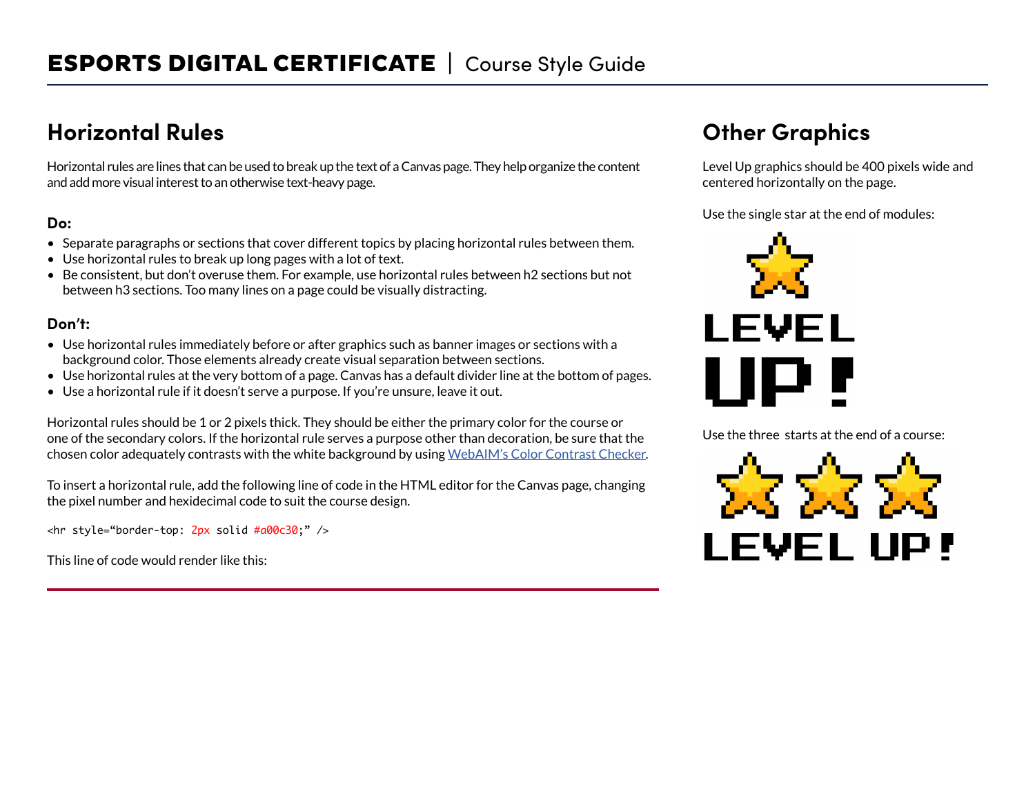## Horizontal Rules

Horizontal rules are lines that can be used to break up the text of a Canvas page. They help organize the content and add more visual interest to an otherwise text-heavy page.

**Do:**

- Separate paragraphs or sections that cover different topics by placing horizontal rules between them.
- Use horizontal rules to break up long pages with a lot of text.
- Be consistent, but don't overuse them. For example, use horizontal rules between h2 sections but not between h3 sections. Too many lines on a page could be visually distracting.

**Don't:**

- Use horizontal rules immediately before or after graphics such as banner images or sections with a background color. Those elements already create visual separation between sections.
- Use horizontal rules at the very bottom of a page. Canvas has a default divider line at the bottom of pages.
- Use a horizontal rule if it doesn't serve a purpose. If you're unsure, leave it out.

Horizontal rules should be 1 or 2 pixels thick. They should be either the primary color for the course or one of the secondary colors. If the horizontal rule serves a purpose other than decoration, be sure that the chosen color adequately contrasts with the white background by using [WebAIM's Color Contrast Checker](#).

To insert a horizontal rule, add the following line of code in the HTML editor for the Canvas page, changing the pixel number and hexidecimal code to suit the course design.

```
<hr style="border-top: 2px solid #a00c30;" />
```

This line of code would render like this:

---

## Other Graphics

Level Up graphics should be 400 pixels wide and centered horizontally on the page.

Use the single star at the end of modules:

LEVEL UP!

Use the three starts at the end of a course:

LEVEL UP!